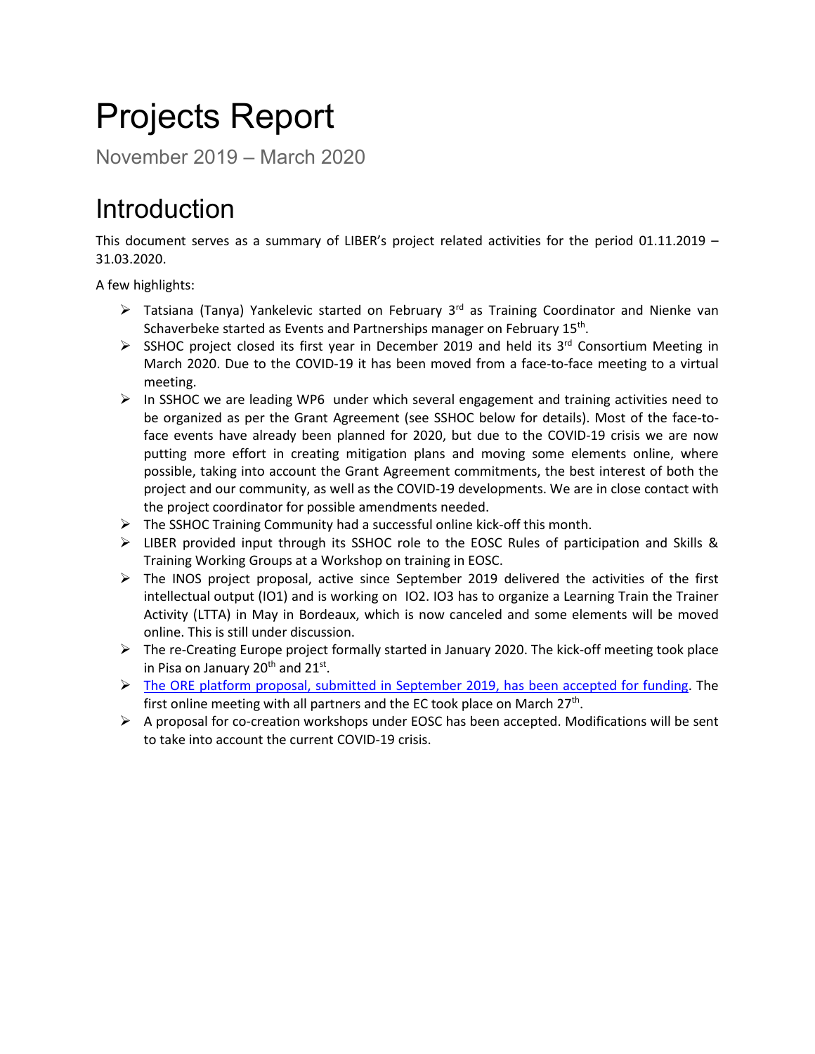# Projects Report

November 2019 – March 2020

## Introduction

This document serves as a summary of LIBER's project related activities for the period 01.11.2019 – 31.03.2020.

A few highlights:

- Tatsiana (Tanya) Yankelevic started on February 3rd as Training Coordinator and Nienke van Schaverbeke started as Events and Partnerships manager on February 15th.
- SSHOC project closed its first year in December 2019 and held its 3rd Consortium Meeting in March 2020. Due to the COVID-19 it has been moved from a face-to-face meeting to a virtual meeting.
- In SSHOC we are leading WP6 under which several engagement and training activities need to be organized as per the Grant Agreement (see SSHOC below for details). Most of the face-to-face events have already been planned for 2020, but due to the COVID-19 crisis we are now putting more effort in creating mitigation plans and moving some elements online, where possible, taking into account the Grant Agreement commitments, the best interest of both the project and our community, as well as the COVID-19 developments. We are in close contact with the project coordinator for possible amendments needed.
- The SSHOC Training Community had a successful online kick-off this month.
- LIBER provided input through its SSHOC role to the EOSC Rules of participation and Skills & Training Working Groups at a Workshop on training in EOSC.
- The INOS project proposal, active since September 2019 delivered the activities of the first intellectual output (IO1) and is working on IO2. IO3 has to organize a Learning Train the Trainer Activity (LTTA) in May in Bordeaux, which is now canceled and some elements will be moved online. This is still under discussion.
- The re-Creating Europe project formally started in January 2020. The kick-off meeting took place in Pisa on January 20th and 21st.
- The ORE platform proposal, submitted in September 2019, has been accepted for funding. The first online meeting with all partners and the EC took place on March 27th.
- A proposal for co-creation workshops under EOSC has been accepted. Modifications will be sent to take into account the current COVID-19 crisis.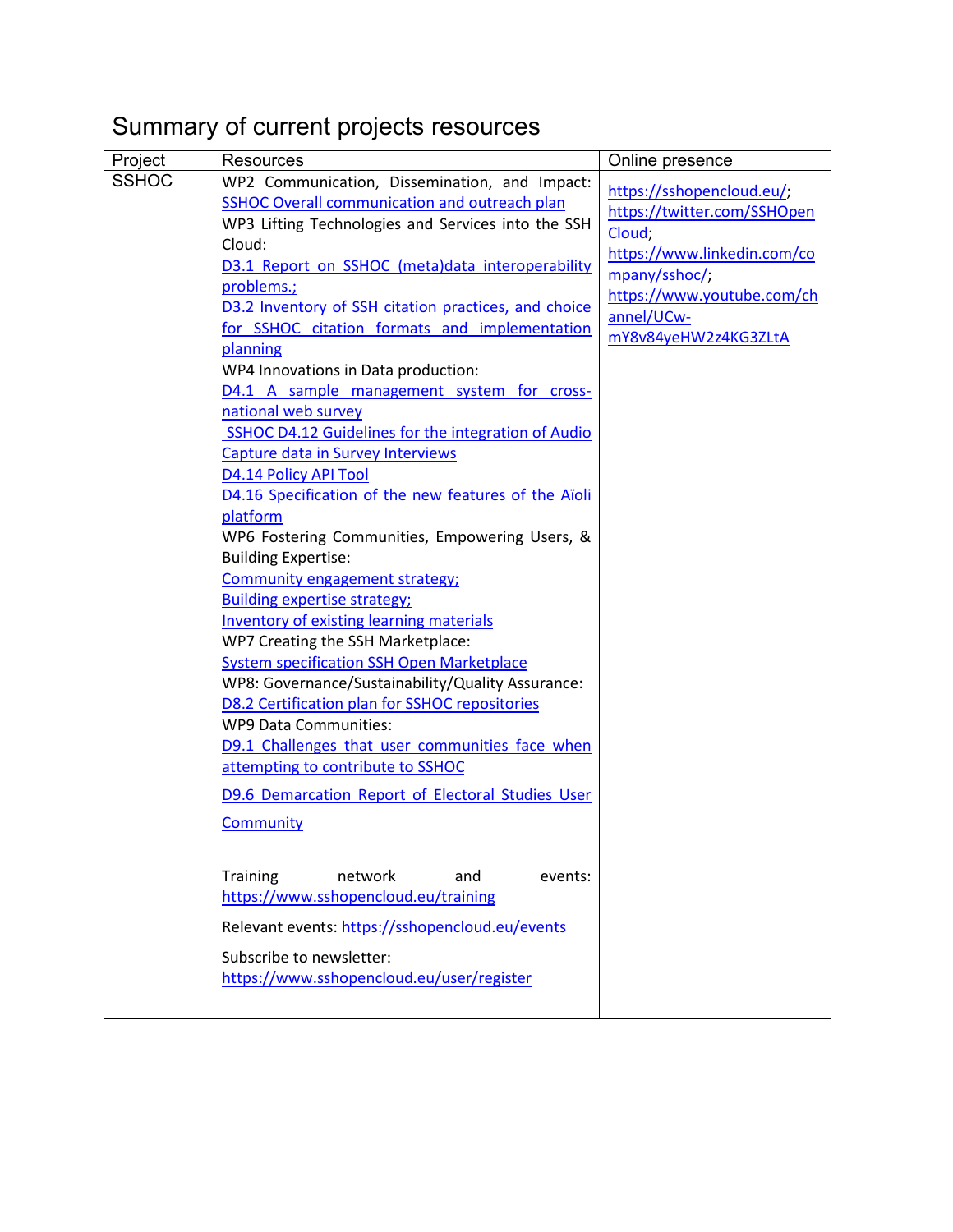# Summary of current projects resources

| Project | Resources | Online presence |
|---|---|---|
| SSHOC | WP2 Communication, Dissemination, and Impact: SSHOC Overall communication and outreach plan<br>WP3 Lifting Technologies and Services into the SSH Cloud:<br>D3.1 Report on SSHOC (meta)data interoperability problems.;<br>D3.2 Inventory of SSH citation practices, and choice for SSHOC citation formats and implementation planning<br>WP4 Innovations in Data production:<br>D4.1 A sample management system for cross-national web survey<br>SSHOC D4.12 Guidelines for the integration of Audio Capture data in Survey Interviews<br>D4.14 Policy API Tool<br>D4.16 Specification of the new features of the Aïoli platform<br>WP6 Fostering Communities, Empowering Users, & Building Expertise:<br>Community engagement strategy;<br>Building expertise strategy;<br>Inventory of existing learning materials<br>WP7 Creating the SSH Marketplace:<br>System specification SSH Open Marketplace<br>WP8: Governance/Sustainability/Quality Assurance:<br>D8.2 Certification plan for SSHOC repositories<br>WP9 Data Communities:<br>D9.1 Challenges that user communities face when attempting to contribute to SSHOC<br>D9.6 Demarcation Report of Electoral Studies User Community<br><br>Training network and events: https://www.sshopencloud.eu/training<br>Relevant events: https://sshopencloud.eu/events<br>Subscribe to newsletter: https://www.sshopencloud.eu/user/register | https://sshopencloud.eu/;<br>https://twitter.com/SSHOpenCloud;<br>https://www.linkedin.com/company/sshoc/;<br>https://www.youtube.com/channel/UCw-mY8v84yeHW2z4KG3ZLtA |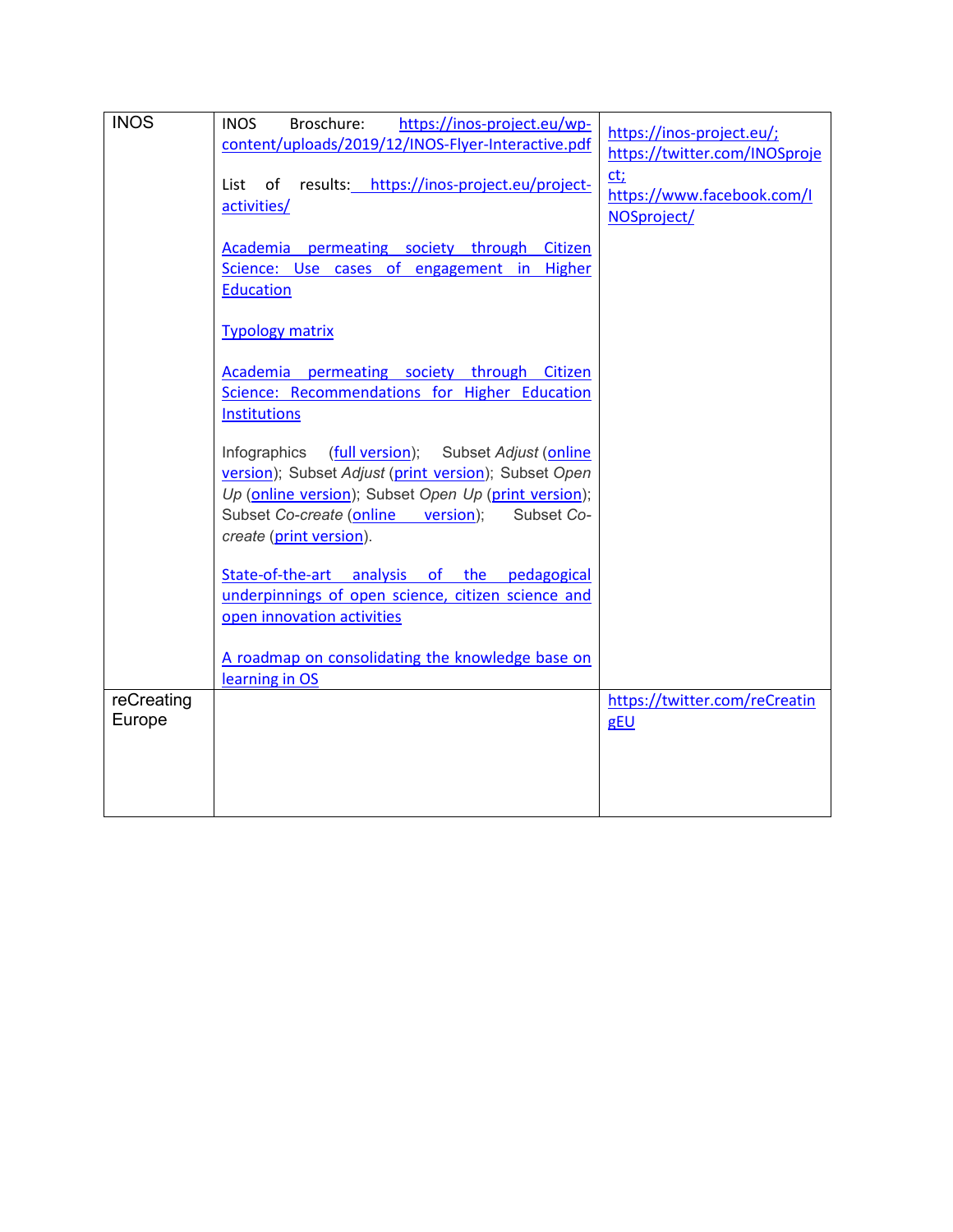| INOS | INOS Broschure: https://inos-project.eu/wp-content/uploads/2019/12/INOS-Flyer-Interactive.pdf<br><br>List of results: https://inos-project.eu/project-activities/<br><br>Academia permeating society through Citizen Science: Use cases of engagement in Higher Education<br><br>Typology matrix<br><br>Academia permeating society through Citizen Science: Recommendations for Higher Education Institutions<br><br>Infographics (full version); Subset *Adjust* (online version); Subset *Adjust* (print version); Subset *Open Up* (online version); Subset *Open Up* (print version); Subset *Co-create* (online version); Subset *Co-create* (print version).<br><br>State-of-the-art analysis of the pedagogical underpinnings of open science, citizen science and open innovation activities<br><br>A roadmap on consolidating the knowledge base on learning in OS | https://inos-project.eu/;<br>https://twitter.com/INOSproject;<br>https://www.facebook.com/INOSproject/ |
|---|---|---|
| reCreating Europe | | https://twitter.com/reCreatingEU |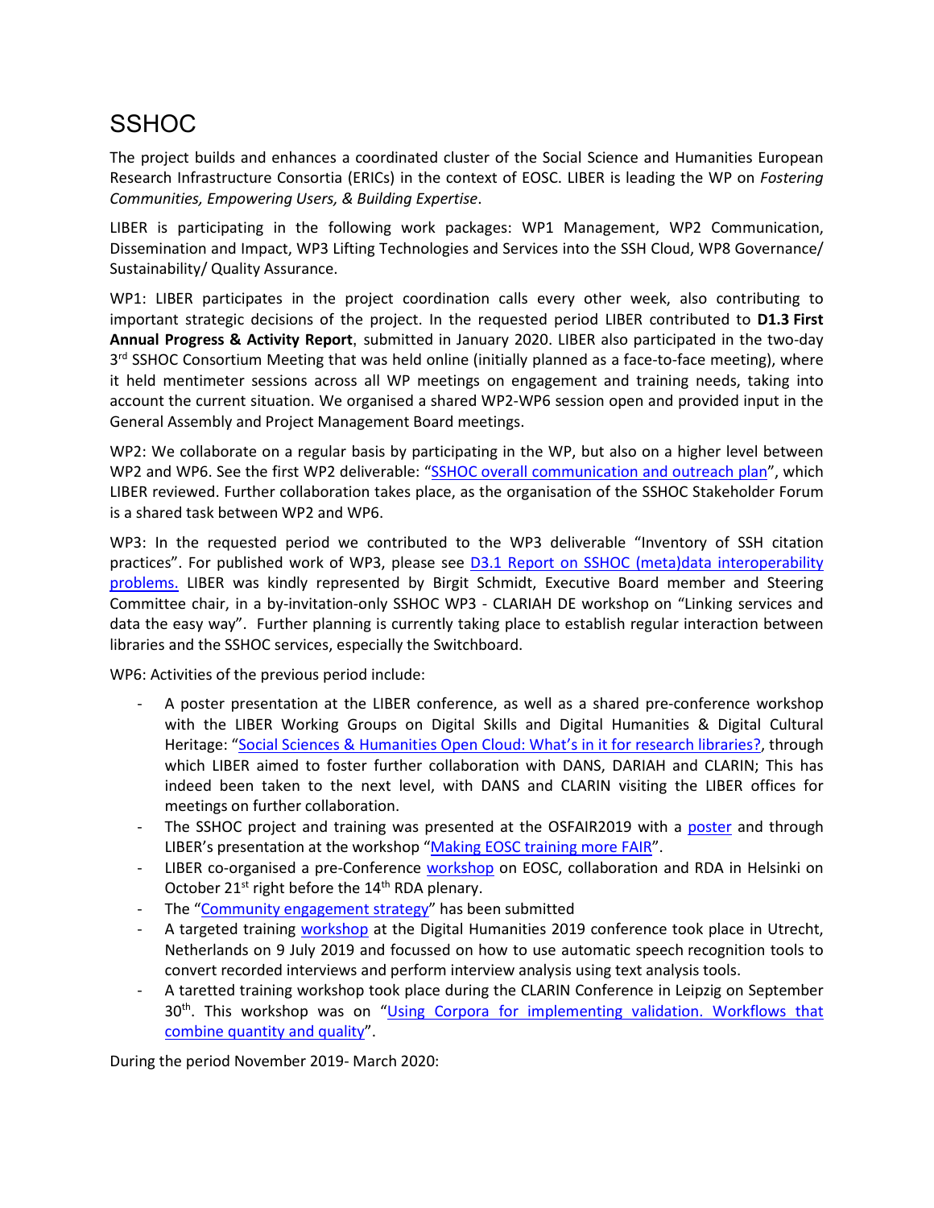# SSHOC

The project builds and enhances a coordinated cluster of the Social Science and Humanities European Research Infrastructure Consortia (ERICs) in the context of EOSC. LIBER is leading the WP on *Fostering Communities, Empowering Users, & Building Expertise*.

LIBER is participating in the following work packages: WP1 Management, WP2 Communication, Dissemination and Impact, WP3 Lifting Technologies and Services into the SSH Cloud, WP8 Governance/ Sustainability/ Quality Assurance.

WP1: LIBER participates in the project coordination calls every other week, also contributing to important strategic decisions of the project. In the requested period LIBER contributed to **D1.3 First Annual Progress & Activity Report**, submitted in January 2020. LIBER also participated in the two-day 3rd SSHOC Consortium Meeting that was held online (initially planned as a face-to-face meeting), where it held mentimeter sessions across all WP meetings on engagement and training needs, taking into account the current situation. We organised a shared WP2-WP6 session open and provided input in the General Assembly and Project Management Board meetings.

WP2: We collaborate on a regular basis by participating in the WP, but also on a higher level between WP2 and WP6. See the first WP2 deliverable: "SSHOC overall communication and outreach plan", which LIBER reviewed. Further collaboration takes place, as the organisation of the SSHOC Stakeholder Forum is a shared task between WP2 and WP6.

WP3: In the requested period we contributed to the WP3 deliverable "Inventory of SSH citation practices". For published work of WP3, please see D3.1 Report on SSHOC (meta)data interoperability problems. LIBER was kindly represented by Birgit Schmidt, Executive Board member and Steering Committee chair, in a by-invitation-only SSHOC WP3 - CLARIAH DE workshop on "Linking services and data the easy way". Further planning is currently taking place to establish regular interaction between libraries and the SSHOC services, especially the Switchboard.

WP6: Activities of the previous period include:

- A poster presentation at the LIBER conference, as well as a shared pre-conference workshop with the LIBER Working Groups on Digital Skills and Digital Humanities & Digital Cultural Heritage: "Social Sciences & Humanities Open Cloud: What's in it for research libraries?, through which LIBER aimed to foster further collaboration with DANS, DARIAH and CLARIN; This has indeed been taken to the next level, with DANS and CLARIN visiting the LIBER offices for meetings on further collaboration.
- The SSHOC project and training was presented at the OSFAIR2019 with a poster and through LIBER's presentation at the workshop "Making EOSC training more FAIR".
- LIBER co-organised a pre-Conference workshop on EOSC, collaboration and RDA in Helsinki on October 21st right before the 14th RDA plenary.
- The "Community engagement strategy" has been submitted
- A targeted training workshop at the Digital Humanities 2019 conference took place in Utrecht, Netherlands on 9 July 2019 and focussed on how to use automatic speech recognition tools to convert recorded interviews and perform interview analysis using text analysis tools.
- A taretted training workshop took place during the CLARIN Conference in Leipzig on September 30th. This workshop was on "Using Corpora for implementing validation. Workflows that combine quantity and quality".

During the period November 2019- March 2020: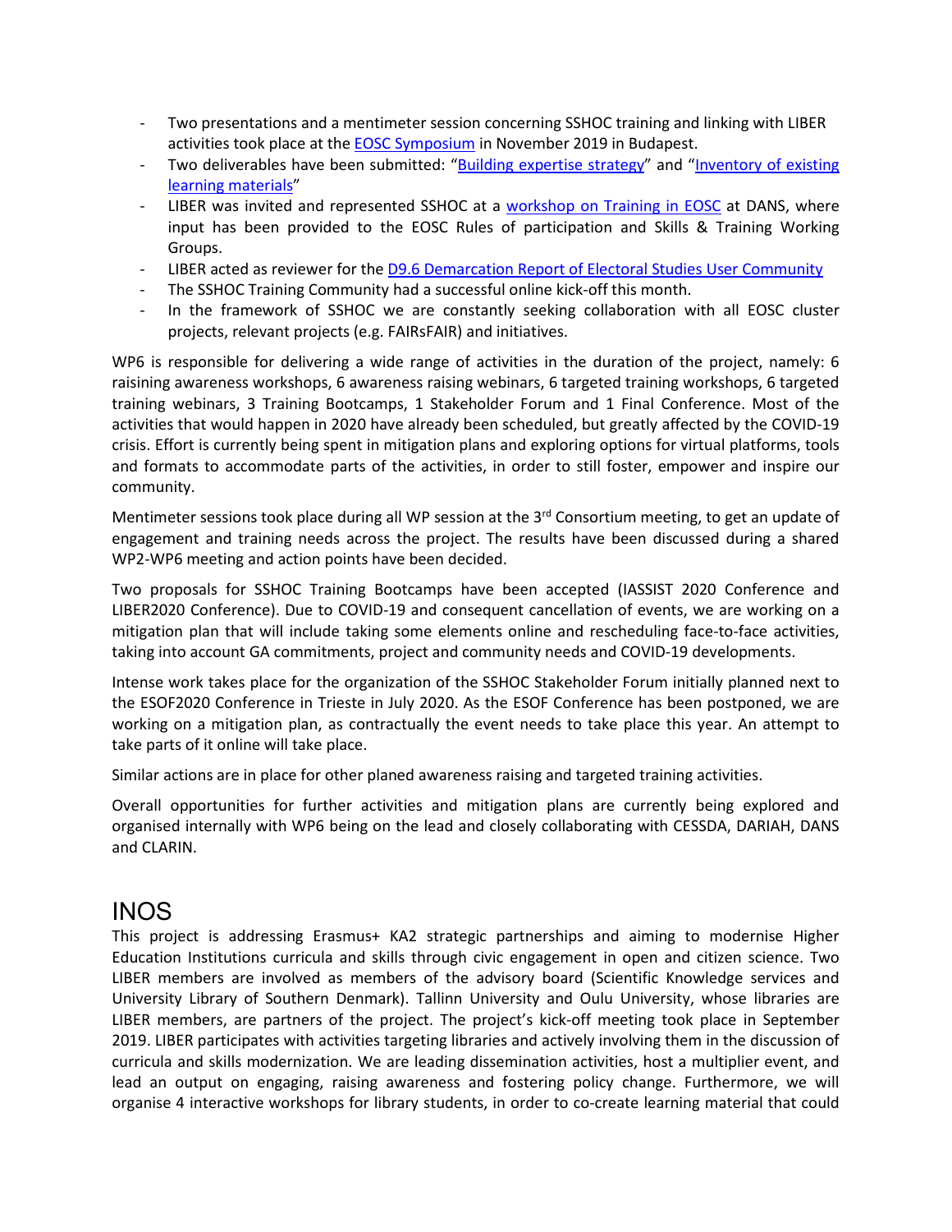- Two presentations and a mentimeter session concerning SSHOC training and linking with LIBER activities took place at the EOSC Symposium in November 2019 in Budapest.
- Two deliverables have been submitted: "Building expertise strategy" and "Inventory of existing learning materials"
- LIBER was invited and represented SSHOC at a workshop on Training in EOSC at DANS, where input has been provided to the EOSC Rules of participation and Skills & Training Working Groups.
- LIBER acted as reviewer for the D9.6 Demarcation Report of Electoral Studies User Community
- The SSHOC Training Community had a successful online kick-off this month.
- In the framework of SSHOC we are constantly seeking collaboration with all EOSC cluster projects, relevant projects (e.g. FAIRsFAIR) and initiatives.

WP6 is responsible for delivering a wide range of activities in the duration of the project, namely: 6 raisining awareness workshops, 6 awareness raising webinars, 6 targeted training workshops, 6 targeted training webinars, 3 Training Bootcamps, 1 Stakeholder Forum and 1 Final Conference. Most of the activities that would happen in 2020 have already been scheduled, but greatly affected by the COVID-19 crisis. Effort is currently being spent in mitigation plans and exploring options for virtual platforms, tools and formats to accommodate parts of the activities, in order to still foster, empower and inspire our community.

Mentimeter sessions took place during all WP session at the 3rd Consortium meeting, to get an update of engagement and training needs across the project. The results have been discussed during a shared WP2-WP6 meeting and action points have been decided.

Two proposals for SSHOC Training Bootcamps have been accepted (IASSIST 2020 Conference and LIBER2020 Conference). Due to COVID-19 and consequent cancellation of events, we are working on a mitigation plan that will include taking some elements online and rescheduling face-to-face activities, taking into account GA commitments, project and community needs and COVID-19 developments.

Intense work takes place for the organization of the SSHOC Stakeholder Forum initially planned next to the ESOF2020 Conference in Trieste in July 2020. As the ESOF Conference has been postponed, we are working on a mitigation plan, as contractually the event needs to take place this year. An attempt to take parts of it online will take place.

Similar actions are in place for other planed awareness raising and targeted training activities.

Overall opportunities for further activities and mitigation plans are currently being explored and organised internally with WP6 being on the lead and closely collaborating with CESSDA, DARIAH, DANS and CLARIN.

# INOS

This project is addressing Erasmus+ KA2 strategic partnerships and aiming to modernise Higher Education Institutions curricula and skills through civic engagement in open and citizen science. Two LIBER members are involved as members of the advisory board (Scientific Knowledge services and University Library of Southern Denmark). Tallinn University and Oulu University, whose libraries are LIBER members, are partners of the project. The project's kick-off meeting took place in September 2019. LIBER participates with activities targeting libraries and actively involving them in the discussion of curricula and skills modernization. We are leading dissemination activities, host a multiplier event, and lead an output on engaging, raising awareness and fostering policy change. Furthermore, we will organise 4 interactive workshops for library students, in order to co-create learning material that could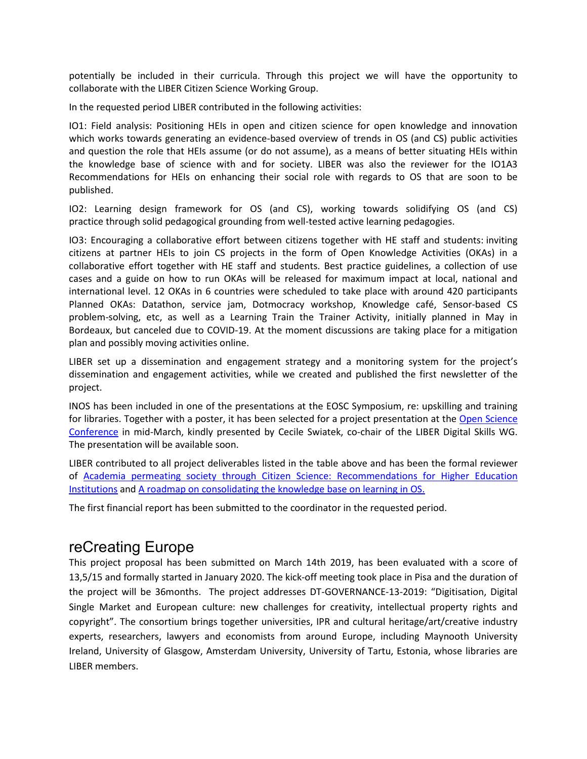potentially be included in their curricula. Through this project we will have the opportunity to collaborate with the LIBER Citizen Science Working Group.

In the requested period LIBER contributed in the following activities:

IO1: Field analysis: Positioning HEIs in open and citizen science for open knowledge and innovation which works towards generating an evidence-based overview of trends in OS (and CS) public activities and question the role that HEIs assume (or do not assume), as a means of better situating HEIs within the knowledge base of science with and for society. LIBER was also the reviewer for the IO1A3 Recommendations for HEIs on enhancing their social role with regards to OS that are soon to be published.

IO2: Learning design framework for OS (and CS), working towards solidifying OS (and CS) practice through solid pedagogical grounding from well-tested active learning pedagogies.

IO3: Encouraging a collaborative effort between citizens together with HE staff and students: inviting citizens at partner HEIs to join CS projects in the form of Open Knowledge Activities (OKAs) in a collaborative effort together with HE staff and students. Best practice guidelines, a collection of use cases and a guide on how to run OKAs will be released for maximum impact at local, national and international level. 12 OKAs in 6 countries were scheduled to take place with around 420 participants Planned OKAs: Datathon, service jam, Dotmocracy workshop, Knowledge café, Sensor-based CS problem-solving, etc, as well as a Learning Train the Trainer Activity, initially planned in May in Bordeaux, but canceled due to COVID-19. At the moment discussions are taking place for a mitigation plan and possibly moving activities online.

LIBER set up a dissemination and engagement strategy and a monitoring system for the project's dissemination and engagement activities, while we created and published the first newsletter of the project.

INOS has been included in one of the presentations at the EOSC Symposium, re: upskilling and training for libraries. Together with a poster, it has been selected for a project presentation at the Open Science Conference in mid-March, kindly presented by Cecile Swiatek, co-chair of the LIBER Digital Skills WG. The presentation will be available soon.

LIBER contributed to all project deliverables listed in the table above and has been the formal reviewer of Academia permeating society through Citizen Science: Recommendations for Higher Education Institutions and A roadmap on consolidating the knowledge base on learning in OS.

The first financial report has been submitted to the coordinator in the requested period.

## reCreating Europe

This project proposal has been submitted on March 14th 2019, has been evaluated with a score of 13,5/15 and formally started in January 2020. The kick-off meeting took place in Pisa and the duration of the project will be 36months. The project addresses DT-GOVERNANCE-13-2019: "Digitisation, Digital Single Market and European culture: new challenges for creativity, intellectual property rights and copyright". The consortium brings together universities, IPR and cultural heritage/art/creative industry experts, researchers, lawyers and economists from around Europe, including Maynooth University Ireland, University of Glasgow, Amsterdam University, University of Tartu, Estonia, whose libraries are LIBER members.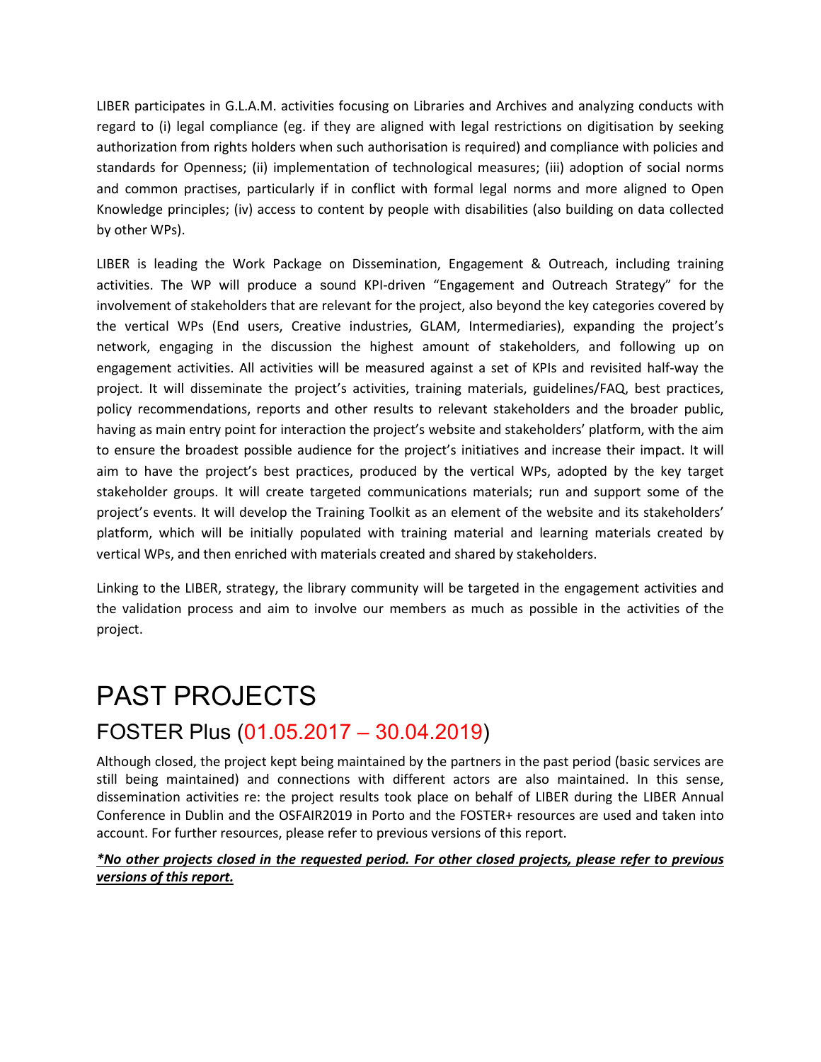LIBER participates in G.L.A.M. activities focusing on Libraries and Archives and analyzing conducts with regard to (i) legal compliance (eg. if they are aligned with legal restrictions on digitisation by seeking authorization from rights holders when such authorisation is required) and compliance with policies and standards for Openness; (ii) implementation of technological measures; (iii) adoption of social norms and common practises, particularly if in conflict with formal legal norms and more aligned to Open Knowledge principles; (iv) access to content by people with disabilities (also building on data collected by other WPs).

LIBER is leading the Work Package on Dissemination, Engagement & Outreach, including training activities. The WP will produce a sound KPI-driven "Engagement and Outreach Strategy" for the involvement of stakeholders that are relevant for the project, also beyond the key categories covered by the vertical WPs (End users, Creative industries, GLAM, Intermediaries), expanding the project's network, engaging in the discussion the highest amount of stakeholders, and following up on engagement activities. All activities will be measured against a set of KPIs and revisited half-way the project. It will disseminate the project's activities, training materials, guidelines/FAQ, best practices, policy recommendations, reports and other results to relevant stakeholders and the broader public, having as main entry point for interaction the project's website and stakeholders' platform, with the aim to ensure the broadest possible audience for the project's initiatives and increase their impact. It will aim to have the project's best practices, produced by the vertical WPs, adopted by the key target stakeholder groups. It will create targeted communications materials; run and support some of the project's events. It will develop the Training Toolkit as an element of the website and its stakeholders' platform, which will be initially populated with training material and learning materials created by vertical WPs, and then enriched with materials created and shared by stakeholders.

Linking to the LIBER, strategy, the library community will be targeted in the engagement activities and the validation process and aim to involve our members as much as possible in the activities of the project.

# PAST PROJECTS

## FOSTER Plus (01.05.2017 – 30.04.2019)

Although closed, the project kept being maintained by the partners in the past period (basic services are still being maintained) and connections with different actors are also maintained. In this sense, dissemination activities re: the project results took place on behalf of LIBER during the LIBER Annual Conference in Dublin and the OSFAIR2019 in Porto and the FOSTER+ resources are used and taken into account. For further resources, please refer to previous versions of this report.

***\*No other projects closed in the requested period. For other closed projects, please refer to previous versions of this report.***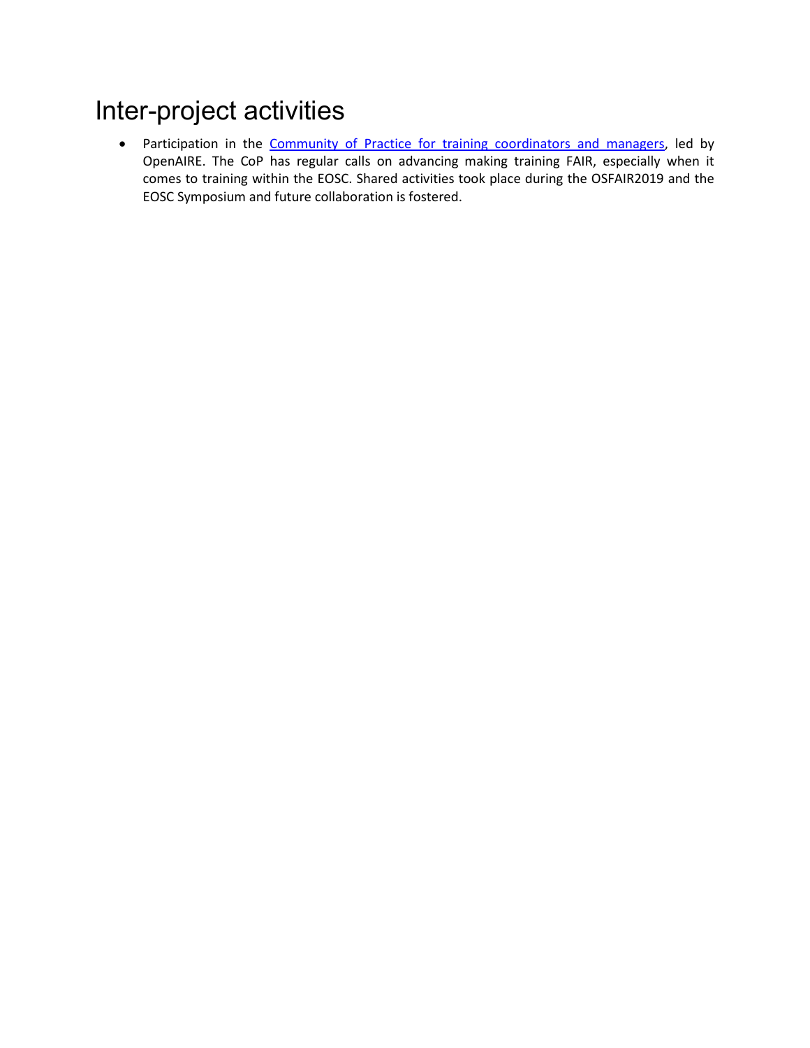# Inter-project activities

- Participation in the Community of Practice for training coordinators and managers, led by OpenAIRE. The CoP has regular calls on advancing making training FAIR, especially when it comes to training within the EOSC. Shared activities took place during the OSFAIR2019 and the EOSC Symposium and future collaboration is fostered.